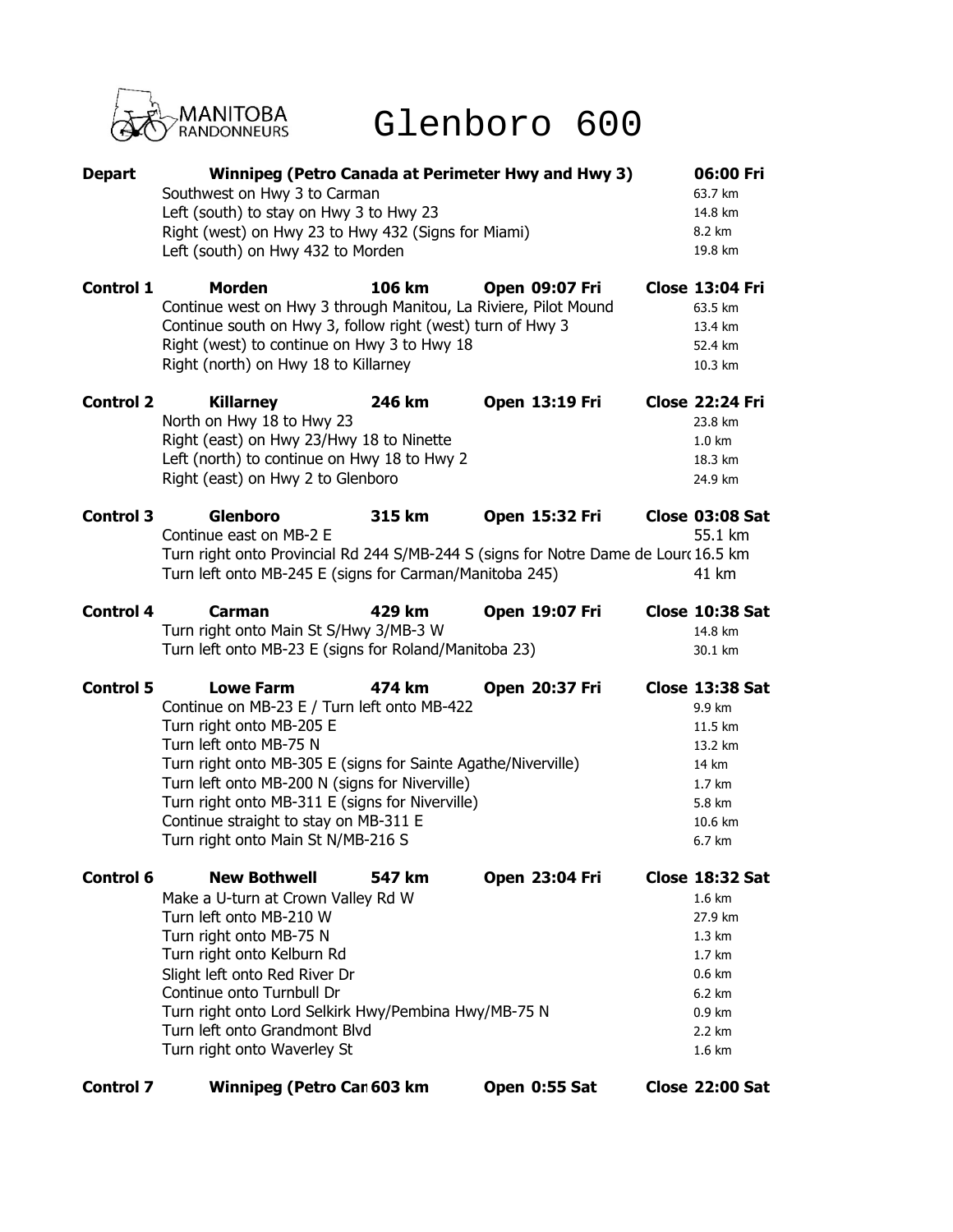MANITOBA RANDONNEURS

# Glenboro 600

| | | | | |
|---|---|---|---|---|
| **Depart** | **Winnipeg (Petro Canada at Perimeter Hwy and Hwy 3)** | | | **06:00 Fri** |
| | Southwest on Hwy 3 to Carman | | | 63.7 km |
| | Left (south) to stay on Hwy 3 to Hwy 23 | | | 14.8 km |
| | Right (west) on Hwy 23 to Hwy 432 (Signs for Miami) | | | 8.2 km |
| | Left (south) on Hwy 432 to Morden | | | 19.8 km |
| **Control 1** | **Morden** | **106 km** | **Open 09:07 Fri** | **Close 13:04 Fri** |
| | Continue west on Hwy 3 through Manitou, La Riviere, Pilot Mound | | | 63.5 km |
| | Continue south on Hwy 3, follow right (west) turn of Hwy 3 | | | 13.4 km |
| | Right (west) to continue on Hwy 3 to Hwy 18 | | | 52.4 km |
| | Right (north) on Hwy 18 to Killarney | | | 10.3 km |
| **Control 2** | **Killarney** | **246 km** | **Open 13:19 Fri** | **Close 22:24 Fri** |
| | North on Hwy 18 to Hwy 23 | | | 23.8 km |
| | Right (east) on Hwy 23/Hwy 18 to Ninette | | | 1.0 km |
| | Left (north) to continue on Hwy 18 to Hwy 2 | | | 18.3 km |
| | Right (east) on Hwy 2 to Glenboro | | | 24.9 km |
| **Control 3** | **Glenboro** | **315 km** | **Open 15:32 Fri** | **Close 03:08 Sat** |
| | Continue east on MB-2 E | | | 55.1 km |
| | Turn right onto Provincial Rd 244 S/MB-244 S (signs for Notre Dame de Lourd | | | 16.5 km |
| | Turn left onto MB-245 E (signs for Carman/Manitoba 245) | | | 41 km |
| **Control 4** | **Carman** | **429 km** | **Open 19:07 Fri** | **Close 10:38 Sat** |
| | Turn right onto Main St S/Hwy 3/MB-3 W | | | 14.8 km |
| | Turn left onto MB-23 E (signs for Roland/Manitoba 23) | | | 30.1 km |
| **Control 5** | **Lowe Farm** | **474 km** | **Open 20:37 Fri** | **Close 13:38 Sat** |
| | Continue on MB-23 E / Turn left onto MB-422 | | | 9.9 km |
| | Turn right onto MB-205 E | | | 11.5 km |
| | Turn left onto MB-75 N | | | 13.2 km |
| | Turn right onto MB-305 E (signs for Sainte Agathe/Niverville) | | | 14 km |
| | Turn left onto MB-200 N (signs for Niverville) | | | 1.7 km |
| | Turn right onto MB-311 E (signs for Niverville) | | | 5.8 km |
| | Continue straight to stay on MB-311 E | | | 10.6 km |
| | Turn right onto Main St N/MB-216 S | | | 6.7 km |
| **Control 6** | **New Bothwell** | **547 km** | **Open 23:04 Fri** | **Close 18:32 Sat** |
| | Make a U-turn at Crown Valley Rd W | | | 1.6 km |
| | Turn left onto MB-210 W | | | 27.9 km |
| | Turn right onto MB-75 N | | | 1.3 km |
| | Turn right onto Kelburn Rd | | | 1.7 km |
| | Slight left onto Red River Dr | | | 0.6 km |
| | Continue onto Turnbull Dr | | | 6.2 km |
| | Turn right onto Lord Selkirk Hwy/Pembina Hwy/MB-75 N | | | 0.9 km |
| | Turn left onto Grandmont Blvd | | | 2.2 km |
| | Turn right onto Waverley St | | | 1.6 km |
| **Control 7** | **Winnipeg (Petro Can** | **603 km** | **Open 0:55 Sat** | **Close 22:00 Sat** |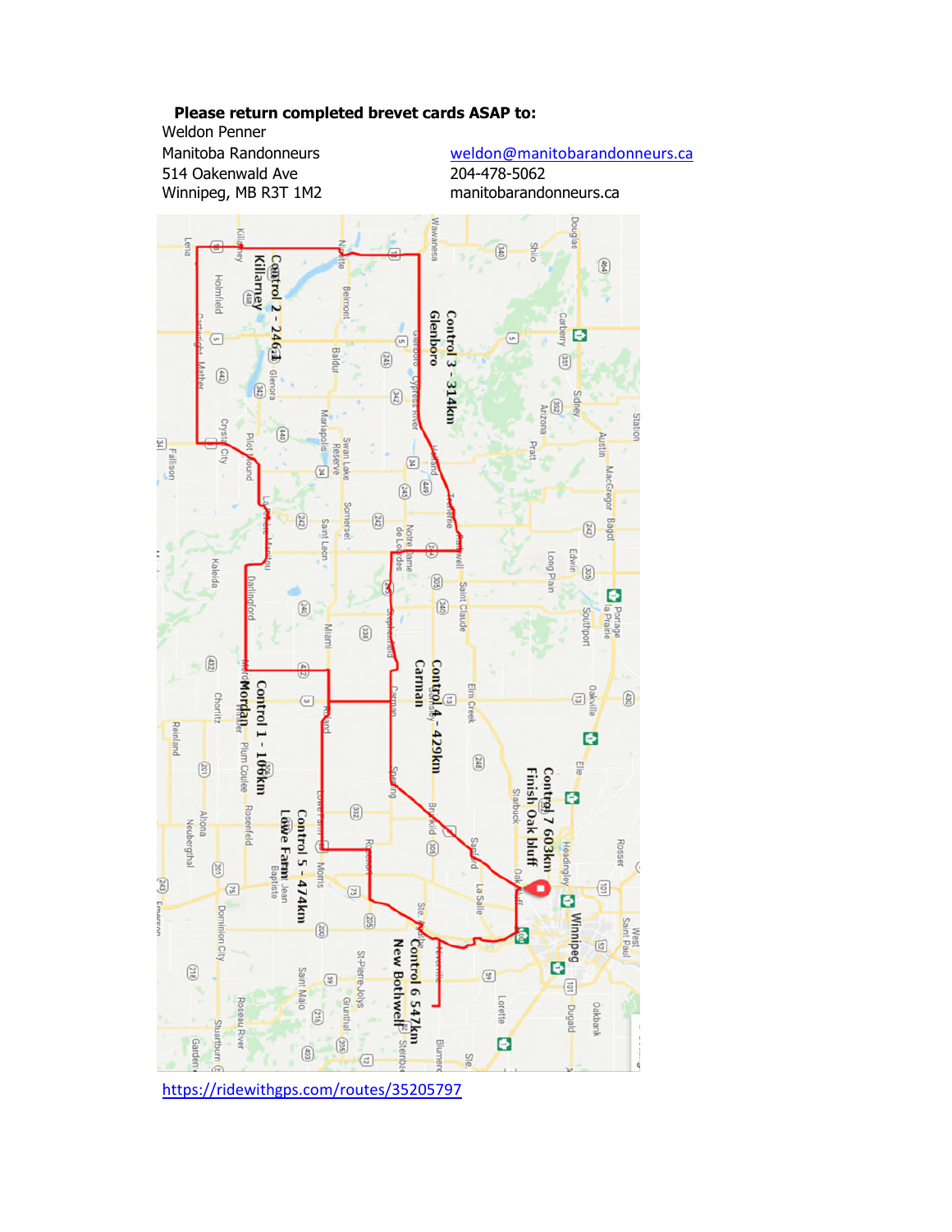**Please return completed brevet cards ASAP to:**

Weldon Penner
Manitoba Randonneurs
514 Oakenwald Ave
Winnipeg, MB R3T 1M2

weldon@manitobarandonneurs.ca
204-478-5062
manitobarandonneurs.ca

Control 1 - 106km Morden
Control 2 - 246km Killarney
Control 3 - 314km Glenboro
Control 4 - 429km Carman
Control 5 - 474km Lowe Farm
Control 6 547km New Bothwell
Control 7 603km Finish Oak bluff

https://ridewithgps.com/routes/35205797